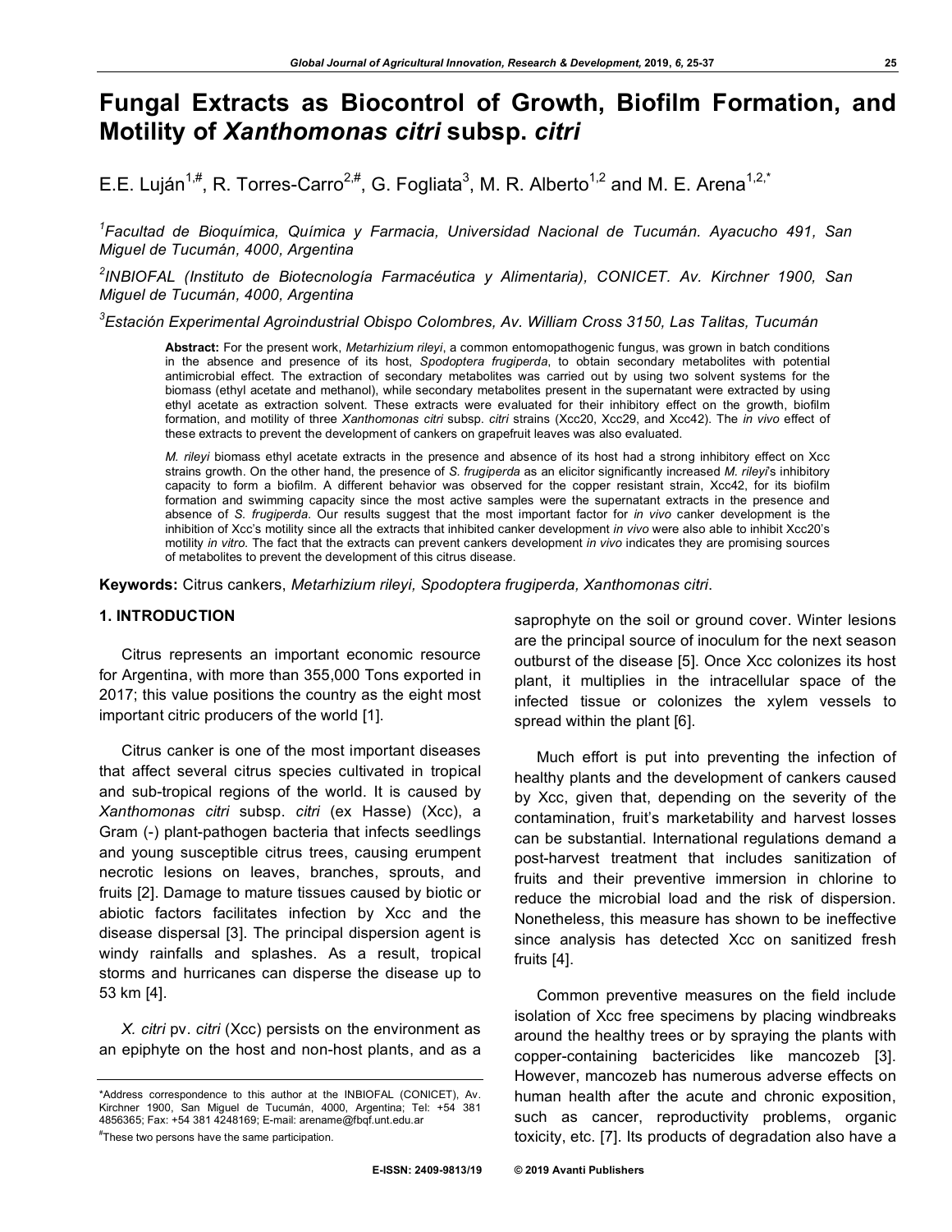# Fungal Extracts as Biocontrol of Growth, Biofilm Formation, and Motility of *Xanthomonas citri* subsp. *citri*

E.E. Luján[1,#], R. Torres-Carro[2,#], G. Fogliata[3], M. R. Alberto[1,2] and M. E. Arena[1,2,*]

[1]*Facultad de Bioquímica, Química y Farmacia, Universidad Nacional de Tucumán. Ayacucho 491, San Miguel de Tucumán, 4000, Argentina*

[2]*INBIOFAL (Instituto de Biotecnología Farmacéutica y Alimentaria), CONICET. Av. Kirchner 1900, San Miguel de Tucumán, 4000, Argentina*

[3]*Estación Experimental Agroindustrial Obispo Colombres, Av. William Cross 3150, Las Talitas, Tucumán*

**Abstract:** For the present work, *Metarhizium rileyi*, a common entomopathogenic fungus, was grown in batch conditions in the absence and presence of its host, *Spodoptera frugiperda*, to obtain secondary metabolites with potential antimicrobial effect. The extraction of secondary metabolites was carried out by using two solvent systems for the biomass (ethyl acetate and methanol), while secondary metabolites present in the supernatant were extracted by using ethyl acetate as extraction solvent. These extracts were evaluated for their inhibitory effect on the growth, biofilm formation, and motility of three *Xanthomonas citri* subsp. *citri* strains (Xcc20, Xcc29, and Xcc42). The *in vivo* effect of these extracts to prevent the development of cankers on grapefruit leaves was also evaluated.

*M. rileyi* biomass ethyl acetate extracts in the presence and absence of its host had a strong inhibitory effect on Xcc strains growth. On the other hand, the presence of *S. frugiperda* as an elicitor significantly increased *M. rileyi*'s inhibitory capacity to form a biofilm. A different behavior was observed for the copper resistant strain, Xcc42, for its biofilm formation and swimming capacity since the most active samples were the supernatant extracts in the presence and absence of *S. frugiperda*. Our results suggest that the most important factor for *in vivo* canker development is the inhibition of Xcc's motility since all the extracts that inhibited canker development *in vivo* were also able to inhibit Xcc20's motility *in vitro*. The fact that the extracts can prevent cankers development *in vivo* indicates they are promising sources of metabolites to prevent the development of this citrus disease.

**Keywords:** Citrus cankers, *Metarhizium rileyi, Spodoptera frugiperda, Xanthomonas citri*.

## 1. INTRODUCTION

Citrus represents an important economic resource for Argentina, with more than 355,000 Tons exported in 2017; this value positions the country as the eight most important citric producers of the world [1].

Citrus canker is one of the most important diseases that affect several citrus species cultivated in tropical and sub-tropical regions of the world. It is caused by *Xanthomonas citri* subsp. *citri* (ex Hasse) (Xcc), a Gram (-) plant-pathogen bacteria that infects seedlings and young susceptible citrus trees, causing erumpent necrotic lesions on leaves, branches, sprouts, and fruits [2]. Damage to mature tissues caused by biotic or abiotic factors facilitates infection by Xcc and the disease dispersal [3]. The principal dispersion agent is windy rainfalls and splashes. As a result, tropical storms and hurricanes can disperse the disease up to 53 km [4].

*X. citri* pv. *citri* (Xcc) persists on the environment as an epiphyte on the host and non-host plants, and as a saprophyte on the soil or ground cover. Winter lesions are the principal source of inoculum for the next season outburst of the disease [5]. Once Xcc colonizes its host plant, it multiplies in the intracellular space of the infected tissue or colonizes the xylem vessels to spread within the plant [6].

Much effort is put into preventing the infection of healthy plants and the development of cankers caused by Xcc, given that, depending on the severity of the contamination, fruit's marketability and harvest losses can be substantial. International regulations demand a post-harvest treatment that includes sanitization of fruits and their preventive immersion in chlorine to reduce the microbial load and the risk of dispersion. Nonetheless, this measure has shown to be ineffective since analysis has detected Xcc on sanitized fresh fruits [4].

Common preventive measures on the field include isolation of Xcc free specimens by placing windbreaks around the healthy trees or by spraying the plants with copper-containing bactericides like mancozeb [3]. However, mancozeb has numerous adverse effects on human health after the acute and chronic exposition, such as cancer, reproductivity problems, organic toxicity, etc. [7]. Its products of degradation also have a

*Address correspondence to this author at the INBIOFAL (CONICET), Av. Kirchner 1900, San Miguel de Tucumán, 4000, Argentina; Tel: +54 381 4856365; Fax: +54 381 4248169; E-mail: arename@fbqf.unt.edu.ar

#These two persons have the same participation.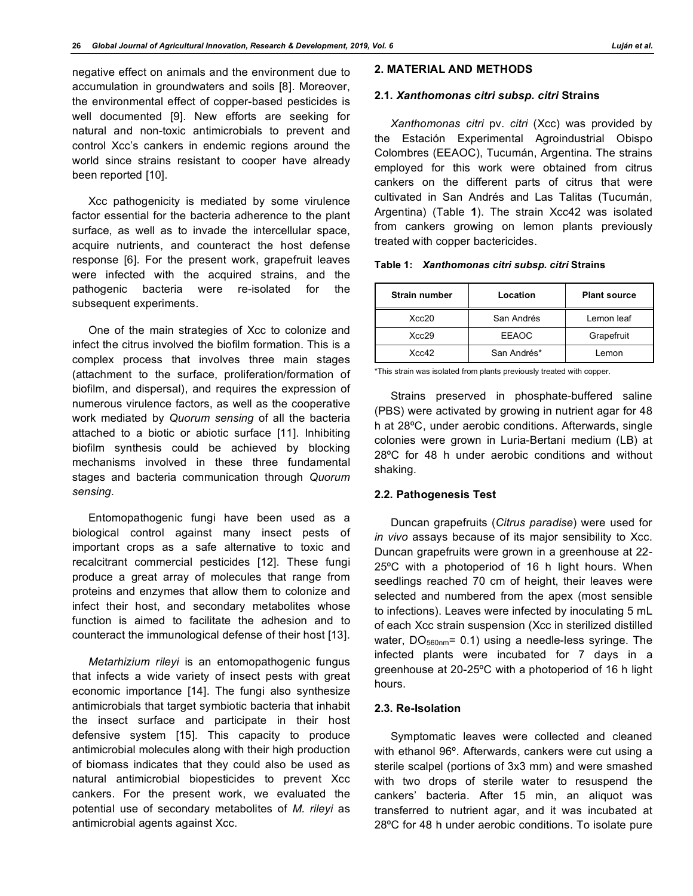negative effect on animals and the environment due to accumulation in groundwaters and soils [8]. Moreover, the environmental effect of copper-based pesticides is well documented [9]. New efforts are seeking for natural and non-toxic antimicrobials to prevent and control Xcc's cankers in endemic regions around the world since strains resistant to cooper have already been reported [10].

Xcc pathogenicity is mediated by some virulence factor essential for the bacteria adherence to the plant surface, as well as to invade the intercellular space, acquire nutrients, and counteract the host defense response [6]. For the present work, grapefruit leaves were infected with the acquired strains, and the pathogenic bacteria were re-isolated for the subsequent experiments.

One of the main strategies of Xcc to colonize and infect the citrus involved the biofilm formation. This is a complex process that involves three main stages (attachment to the surface, proliferation/formation of biofilm, and dispersal), and requires the expression of numerous virulence factors, as well as the cooperative work mediated by *Quorum sensing* of all the bacteria attached to a biotic or abiotic surface [11]. Inhibiting biofilm synthesis could be achieved by blocking mechanisms involved in these three fundamental stages and bacteria communication through *Quorum sensing*.

Entomopathogenic fungi have been used as a biological control against many insect pests of important crops as a safe alternative to toxic and recalcitrant commercial pesticides [12]. These fungi produce a great array of molecules that range from proteins and enzymes that allow them to colonize and infect their host, and secondary metabolites whose function is aimed to facilitate the adhesion and to counteract the immunological defense of their host [13].

*Metarhizium rileyi* is an entomopathogenic fungus that infects a wide variety of insect pests with great economic importance [14]. The fungi also synthesize antimicrobials that target symbiotic bacteria that inhabit the insect surface and participate in their host defensive system [15]. This capacity to produce antimicrobial molecules along with their high production of biomass indicates that they could also be used as natural antimicrobial biopesticides to prevent Xcc cankers. For the present work, we evaluated the potential use of secondary metabolites of *M. rileyi* as antimicrobial agents against Xcc.

## 2. MATERIAL AND METHODS

### 2.1. *Xanthomonas citri subsp. citri* Strains

*Xanthomonas citri* pv. *citri* (Xcc) was provided by the Estación Experimental Agroindustrial Obispo Colombres (EEAOC), Tucumán, Argentina. The strains employed for this work were obtained from citrus cankers on the different parts of citrus that were cultivated in San Andrés and Las Talitas (Tucumán, Argentina) (Table **1**). The strain Xcc42 was isolated from cankers growing on lemon plants previously treated with copper bactericides.

**Table 1: *Xanthomonas citri subsp. citri* Strains**

| Strain number | Location | Plant source |
|---|---|---|
| Xcc20 | San Andrés | Lemon leaf |
| Xcc29 | EEAOC | Grapefruit |
| Xcc42 | San Andrés* | Lemon |

*This strain was isolated from plants previously treated with copper.

Strains preserved in phosphate-buffered saline (PBS) were activated by growing in nutrient agar for 48 h at 28ºC, under aerobic conditions. Afterwards, single colonies were grown in Luria-Bertani medium (LB) at 28ºC for 48 h under aerobic conditions and without shaking.

### 2.2. Pathogenesis Test

Duncan grapefruits (*Citrus paradise*) were used for *in vivo* assays because of its major sensibility to Xcc. Duncan grapefruits were grown in a greenhouse at 22-25ºC with a photoperiod of 16 h light hours. When seedlings reached 70 cm of height, their leaves were selected and numbered from the apex (most sensible to infections). Leaves were infected by inoculating 5 mL of each Xcc strain suspension (Xcc in sterilized distilled water, $DO_{560nm}$= 0.1) using a needle-less syringe. The infected plants were incubated for 7 days in a greenhouse at 20-25ºC with a photoperiod of 16 h light hours.

### 2.3. Re-Isolation

Symptomatic leaves were collected and cleaned with ethanol 96º. Afterwards, cankers were cut using a sterile scalpel (portions of 3x3 mm) and were smashed with two drops of sterile water to resuspend the cankers' bacteria. After 15 min, an aliquot was transferred to nutrient agar, and it was incubated at 28ºC for 48 h under aerobic conditions. To isolate pure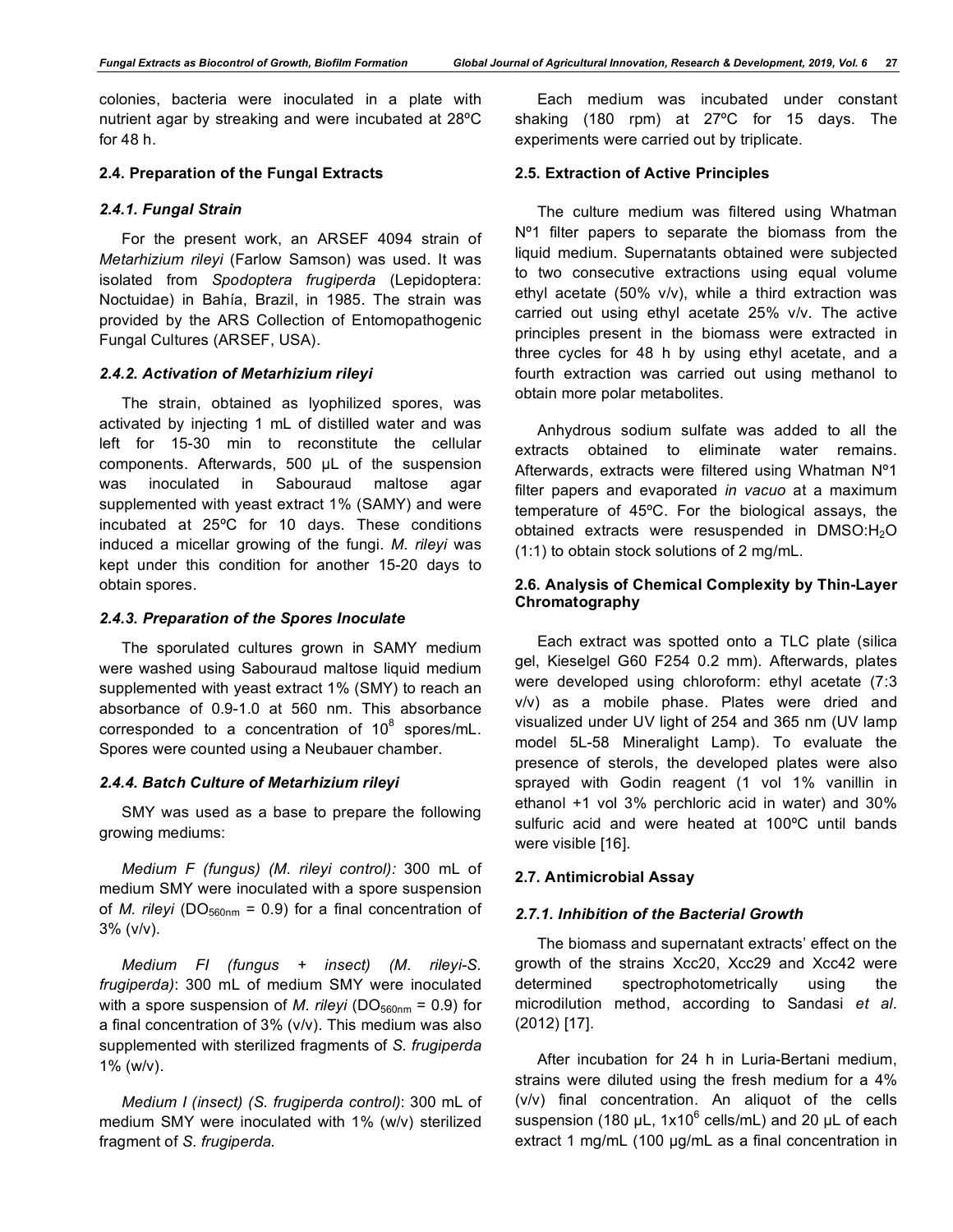colonies, bacteria were inoculated in a plate with nutrient agar by streaking and were incubated at 28ºC for 48 h.

### 2.4. Preparation of the Fungal Extracts

#### *2.4.1. Fungal Strain*

For the present work, an ARSEF 4094 strain of *Metarhizium rileyi* (Farlow Samson) was used. It was isolated from *Spodoptera frugiperda* (Lepidoptera: Noctuidae) in Bahía, Brazil, in 1985. The strain was provided by the ARS Collection of Entomopathogenic Fungal Cultures (ARSEF, USA).

#### *2.4.2. Activation of Metarhizium rileyi*

The strain, obtained as lyophilized spores, was activated by injecting 1 mL of distilled water and was left for 15-30 min to reconstitute the cellular components. Afterwards, 500 µL of the suspension was inoculated in Sabouraud maltose agar supplemented with yeast extract 1% (SAMY) and were incubated at 25ºC for 10 days. These conditions induced a micellar growing of the fungi. *M. rileyi* was kept under this condition for another 15-20 days to obtain spores.

#### *2.4.3. Preparation of the Spores Inoculate*

The sporulated cultures grown in SAMY medium were washed using Sabouraud maltose liquid medium supplemented with yeast extract 1% (SMY) to reach an absorbance of 0.9-1.0 at 560 nm. This absorbance corresponded to a concentration of $10^8$ spores/mL. Spores were counted using a Neubauer chamber.

#### *2.4.4. Batch Culture of Metarhizium rileyi*

SMY was used as a base to prepare the following growing mediums:

*Medium F (fungus) (M. rileyi control):* 300 mL of medium SMY were inoculated with a spore suspension of *M. rileyi* ($DO_{560nm}$ = 0.9) for a final concentration of 3% (v/v).

*Medium FI (fungus + insect) (M. rileyi-S. frugiperda)*: 300 mL of medium SMY were inoculated with a spore suspension of *M. rileyi* ($DO_{560nm}$ = 0.9) for a final concentration of 3% (v/v). This medium was also supplemented with sterilized fragments of *S. frugiperda* 1% (w/v).

*Medium I (insect) (S. frugiperda control)*: 300 mL of medium SMY were inoculated with 1% (w/v) sterilized fragment of *S. frugiperda.*

Each medium was incubated under constant shaking (180 rpm) at 27ºC for 15 days. The experiments were carried out by triplicate.

### 2.5. Extraction of Active Principles

The culture medium was filtered using Whatman Nº1 filter papers to separate the biomass from the liquid medium. Supernatants obtained were subjected to two consecutive extractions using equal volume ethyl acetate (50% v/v), while a third extraction was carried out using ethyl acetate 25% v/v. The active principles present in the biomass were extracted in three cycles for 48 h by using ethyl acetate, and a fourth extraction was carried out using methanol to obtain more polar metabolites.

Anhydrous sodium sulfate was added to all the extracts obtained to eliminate water remains. Afterwards, extracts were filtered using Whatman Nº1 filter papers and evaporated *in vacuo* at a maximum temperature of 45ºC. For the biological assays, the obtained extracts were resuspended in DMSO:$H_2O$ (1:1) to obtain stock solutions of 2 mg/mL.

### 2.6. Analysis of Chemical Complexity by Thin-Layer Chromatography

Each extract was spotted onto a TLC plate (silica gel, Kieselgel G60 F254 0.2 mm). Afterwards, plates were developed using chloroform: ethyl acetate (7:3 v/v) as a mobile phase. Plates were dried and visualized under UV light of 254 and 365 nm (UV lamp model 5L-58 Mineralight Lamp). To evaluate the presence of sterols, the developed plates were also sprayed with Godin reagent (1 vol 1% vanillin in ethanol +1 vol 3% perchloric acid in water) and 30% sulfuric acid and were heated at 100ºC until bands were visible [16].

### 2.7. Antimicrobial Assay

#### *2.7.1. Inhibition of the Bacterial Growth*

The biomass and supernatant extracts' effect on the growth of the strains Xcc20, Xcc29 and Xcc42 were determined spectrophotometrically using the microdilution method, according to Sandasi *et al*. (2012) [17].

After incubation for 24 h in Luria-Bertani medium, strains were diluted using the fresh medium for a 4% (v/v) final concentration. An aliquot of the cells suspension (180 µL, $1x10^6$ cells/mL) and 20 µL of each extract 1 mg/mL (100 µg/mL as a final concentration in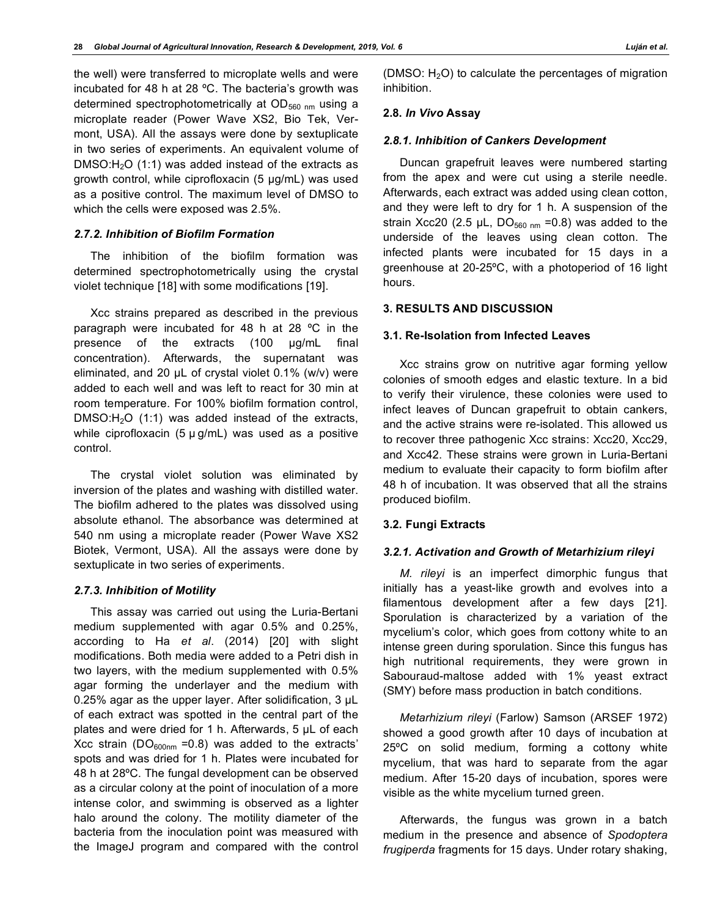the well) were transferred to microplate wells and were incubated for 48 h at 28 ºC. The bacteria's growth was determined spectrophotometrically at $OD_{560\ nm}$ using a microplate reader (Power Wave XS2, Bio Tek, Vermont, USA). All the assays were done by sextuplicate in two series of experiments. An equivalent volume of DMSO:$H_2O$ (1:1) was added instead of the extracts as growth control, while ciprofloxacin (5 μg/mL) was used as a positive control. The maximum level of DMSO to which the cells were exposed was 2.5%.

#### *2.7.2. Inhibition of Biofilm Formation*

The inhibition of the biofilm formation was determined spectrophotometrically using the crystal violet technique [18] with some modifications [19].

Xcc strains prepared as described in the previous paragraph were incubated for 48 h at 28 ºC in the presence of the extracts (100 μg/mL final concentration). Afterwards, the supernatant was eliminated, and 20 μL of crystal violet 0.1% (w/v) were added to each well and was left to react for 30 min at room temperature. For 100% biofilm formation control, DMSO:$H_2O$ (1:1) was added instead of the extracts, while ciprofloxacin (5 μ g/mL) was used as a positive control.

The crystal violet solution was eliminated by inversion of the plates and washing with distilled water. The biofilm adhered to the plates was dissolved using absolute ethanol. The absorbance was determined at 540 nm using a microplate reader (Power Wave XS2 Biotek, Vermont, USA). All the assays were done by sextuplicate in two series of experiments.

#### *2.7.3. Inhibition of Motility*

This assay was carried out using the Luria-Bertani medium supplemented with agar 0.5% and 0.25%, according to Ha *et al*. (2014) [20] with slight modifications. Both media were added to a Petri dish in two layers, with the medium supplemented with 0.5% agar forming the underlayer and the medium with 0.25% agar as the upper layer. After solidification, 3 μL of each extract was spotted in the central part of the plates and were dried for 1 h. Afterwards, 5 μL of each Xcc strain ($DO_{600nm}$ =0.8) was added to the extracts' spots and was dried for 1 h. Plates were incubated for 48 h at 28ºC. The fungal development can be observed as a circular colony at the point of inoculation of a more intense color, and swimming is observed as a lighter halo around the colony. The motility diameter of the bacteria from the inoculation point was measured with the ImageJ program and compared with the control (DMSO: $H_2O$) to calculate the percentages of migration inhibition.

### 2.8. *In Vivo* Assay

#### *2.8.1. Inhibition of Cankers Development*

Duncan grapefruit leaves were numbered starting from the apex and were cut using a sterile needle. Afterwards, each extract was added using clean cotton, and they were left to dry for 1 h. A suspension of the strain Xcc20 (2.5 μL, $DO_{560\ nm}$ =0.8) was added to the underside of the leaves using clean cotton. The infected plants were incubated for 15 days in a greenhouse at 20-25ºC, with a photoperiod of 16 light hours.

## 3. RESULTS AND DISCUSSION

### 3.1. Re-Isolation from Infected Leaves

Xcc strains grow on nutritive agar forming yellow colonies of smooth edges and elastic texture. In a bid to verify their virulence, these colonies were used to infect leaves of Duncan grapefruit to obtain cankers, and the active strains were re-isolated. This allowed us to recover three pathogenic Xcc strains: Xcc20, Xcc29, and Xcc42. These strains were grown in Luria-Bertani medium to evaluate their capacity to form biofilm after 48 h of incubation. It was observed that all the strains produced biofilm.

### 3.2. Fungi Extracts

#### *3.2.1. Activation and Growth of Metarhizium rileyi*

*M. rileyi* is an imperfect dimorphic fungus that initially has a yeast-like growth and evolves into a filamentous development after a few days [21]. Sporulation is characterized by a variation of the mycelium's color, which goes from cottony white to an intense green during sporulation. Since this fungus has high nutritional requirements, they were grown in Sabouraud-maltose added with 1% yeast extract (SMY) before mass production in batch conditions.

*Metarhizium rileyi* (Farlow) Samson (ARSEF 1972) showed a good growth after 10 days of incubation at 25ºC on solid medium, forming a cottony white mycelium, that was hard to separate from the agar medium. After 15-20 days of incubation, spores were visible as the white mycelium turned green.

Afterwards, the fungus was grown in a batch medium in the presence and absence of *Spodoptera frugiperda* fragments for 15 days. Under rotary shaking,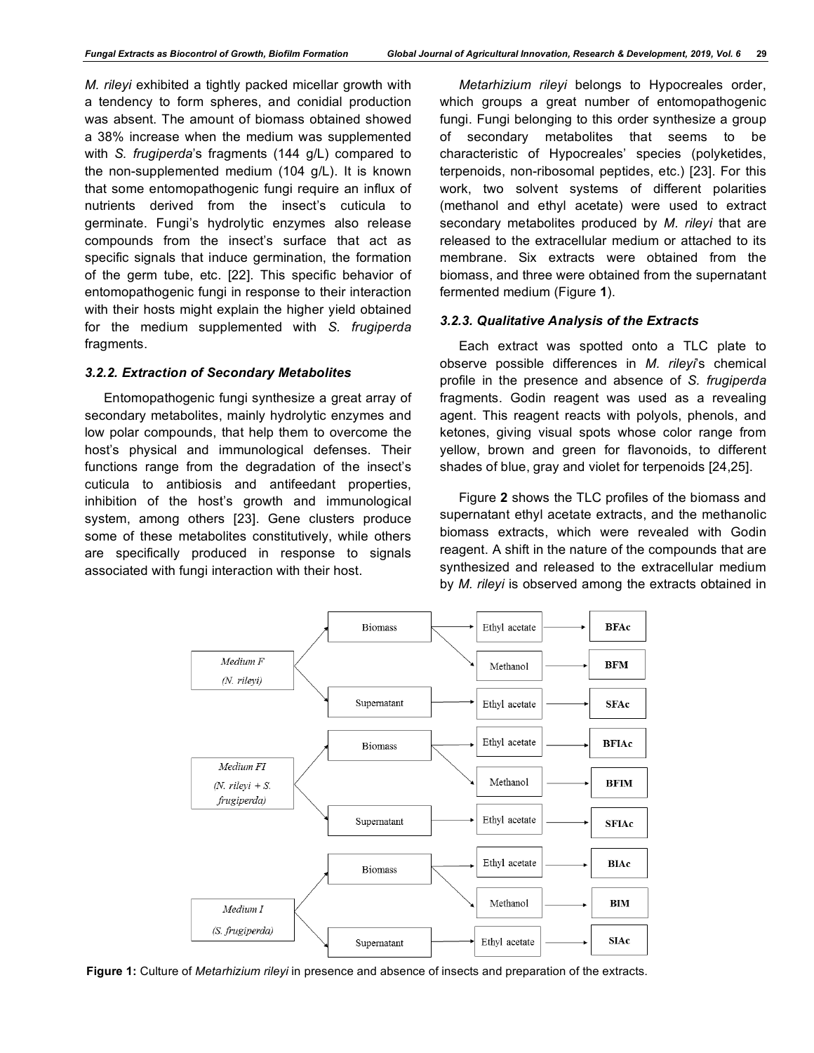*M. rileyi* exhibited a tightly packed micellar growth with a tendency to form spheres, and conidial production was absent. The amount of biomass obtained showed a 38% increase when the medium was supplemented with *S. frugiperda*'s fragments (144 g/L) compared to the non-supplemented medium (104 g/L). It is known that some entomopathogenic fungi require an influx of nutrients derived from the insect's cuticula to germinate. Fungi's hydrolytic enzymes also release compounds from the insect's surface that act as specific signals that induce germination, the formation of the germ tube, etc. [22]. This specific behavior of entomopathogenic fungi in response to their interaction with their hosts might explain the higher yield obtained for the medium supplemented with *S. frugiperda* fragments.

### *3.2.2. Extraction of Secondary Metabolites*

Entomopathogenic fungi synthesize a great array of secondary metabolites, mainly hydrolytic enzymes and low polar compounds, that help them to overcome the host's physical and immunological defenses. Their functions range from the degradation of the insect's cuticula to antibiosis and antifeedant properties, inhibition of the host's growth and immunological system, among others [23]. Gene clusters produce some of these metabolites constitutively, while others are specifically produced in response to signals associated with fungi interaction with their host.

*Metarhizium rileyi* belongs to Hypocreales order, which groups a great number of entomopathogenic fungi. Fungi belonging to this order synthesize a group of secondary metabolites that seems to be characteristic of Hypocreales' species (polyketides, terpenoids, non-ribosomal peptides, etc.) [23]. For this work, two solvent systems of different polarities (methanol and ethyl acetate) were used to extract secondary metabolites produced by *M. rileyi* that are released to the extracellular medium or attached to its membrane. Six extracts were obtained from the biomass, and three were obtained from the supernatant fermented medium (Figure **1**).

### *3.2.3. Qualitative Analysis of the Extracts*

Each extract was spotted onto a TLC plate to observe possible differences in *M. rileyi*'s chemical profile in the presence and absence of *S. frugiperda* fragments. Godin reagent was used as a revealing agent. This reagent reacts with polyols, phenols, and ketones, giving visual spots whose color range from yellow, brown and green for flavonoids, to different shades of blue, gray and violet for terpenoids [24,25].

Figure **2** shows the TLC profiles of the biomass and supernatant ethyl acetate extracts, and the methanolic biomass extracts, which were revealed with Godin reagent. A shift in the nature of the compounds that are synthesized and released to the extracellular medium by *M. rileyi* is observed among the extracts obtained in

| Medium | Fraction | Solvent | Extract |
| --- | --- | --- | --- |
| *Medium F (N. rileyi)* | Biomass | Ethyl acetate | BFAc |
| | Biomass | Methanol | BFM |
| | Supernatant | Ethyl acetate | SFAc |
| *Medium FI (N. rileyi + S. frugiperda)* | Biomass | Ethyl acetate | BFIAc |
| | Biomass | Methanol | BFIM |
| | Supernatant | Ethyl acetate | SFIAc |
| *Medium I (S. frugiperda)* | Biomass | Ethyl acetate | BIAc |
| | Biomass | Methanol | BIM |
| | Supernatant | Ethyl acetate | SIAc |

**Figure 1:** Culture of *Metarhizium rileyi* in presence and absence of insects and preparation of the extracts.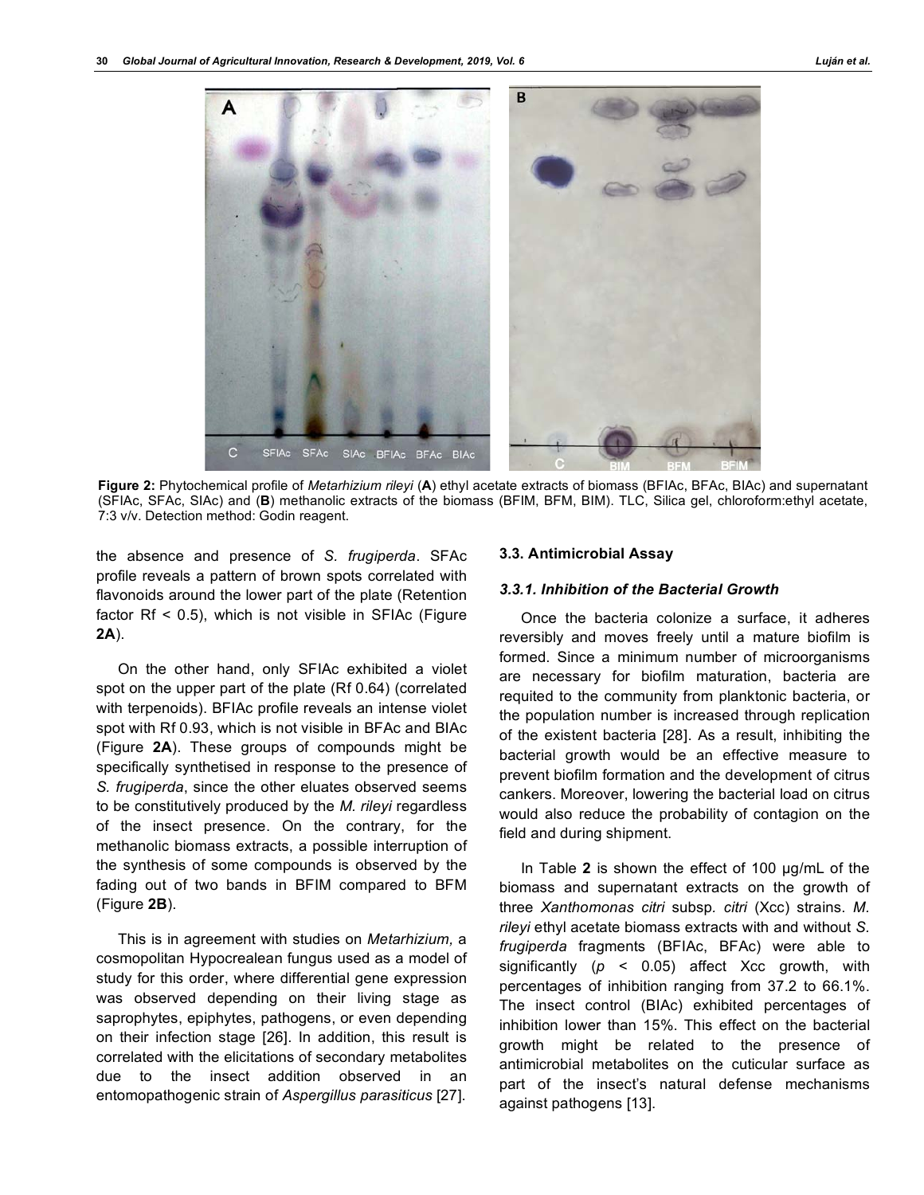**Figure 2:** Phytochemical profile of *Metarhizium rileyi* (**A**) ethyl acetate extracts of biomass (BFIAc, BFAc, BIAc) and supernatant (SFIAc, SFAc, SIAc) and (**B**) methanolic extracts of the biomass (BFIM, BFM, BIM). TLC, Silica gel, chloroform:ethyl acetate, 7:3 v/v. Detection method: Godin reagent.

the absence and presence of *S. frugiperda*. SFAc profile reveals a pattern of brown spots correlated with flavonoids around the lower part of the plate (Retention factor Rf < 0.5), which is not visible in SFIAc (Figure **2A**).

On the other hand, only SFIAc exhibited a violet spot on the upper part of the plate (Rf 0.64) (correlated with terpenoids). BFIAc profile reveals an intense violet spot with Rf 0.93, which is not visible in BFAc and BIAc (Figure **2A**). These groups of compounds might be specifically synthetised in response to the presence of *S. frugiperda*, since the other eluates observed seems to be constitutively produced by the *M. rileyi* regardless of the insect presence. On the contrary, for the methanolic biomass extracts, a possible interruption of the synthesis of some compounds is observed by the fading out of two bands in BFIM compared to BFM (Figure **2B**).

This is in agreement with studies on *Metarhizium,* a cosmopolitan Hypocrealean fungus used as a model of study for this order, where differential gene expression was observed depending on their living stage as saprophytes, epiphytes, pathogens, or even depending on their infection stage [26]. In addition, this result is correlated with the elicitations of secondary metabolites due to the insect addition observed in an entomopathogenic strain of *Aspergillus parasiticus* [27].

### 3.3. Antimicrobial Assay

#### *3.3.1. Inhibition of the Bacterial Growth*

Once the bacteria colonize a surface, it adheres reversibly and moves freely until a mature biofilm is formed. Since a minimum number of microorganisms are necessary for biofilm maturation, bacteria are requited to the community from planktonic bacteria, or the population number is increased through replication of the existent bacteria [28]. As a result, inhibiting the bacterial growth would be an effective measure to prevent biofilm formation and the development of citrus cankers. Moreover, lowering the bacterial load on citrus would also reduce the probability of contagion on the field and during shipment.

In Table **2** is shown the effect of 100 µg/mL of the biomass and supernatant extracts on the growth of three *Xanthomonas citri* subsp. *citri* (Xcc) strains. *M. rileyi* ethyl acetate biomass extracts with and without *S. frugiperda* fragments (BFIAc, BFAc) were able to significantly ($p < 0.05$) affect Xcc growth, with percentages of inhibition ranging from 37.2 to 66.1%. The insect control (BIAc) exhibited percentages of inhibition lower than 15%. This effect on the bacterial growth might be related to the presence of antimicrobial metabolites on the cuticular surface as part of the insect's natural defense mechanisms against pathogens [13].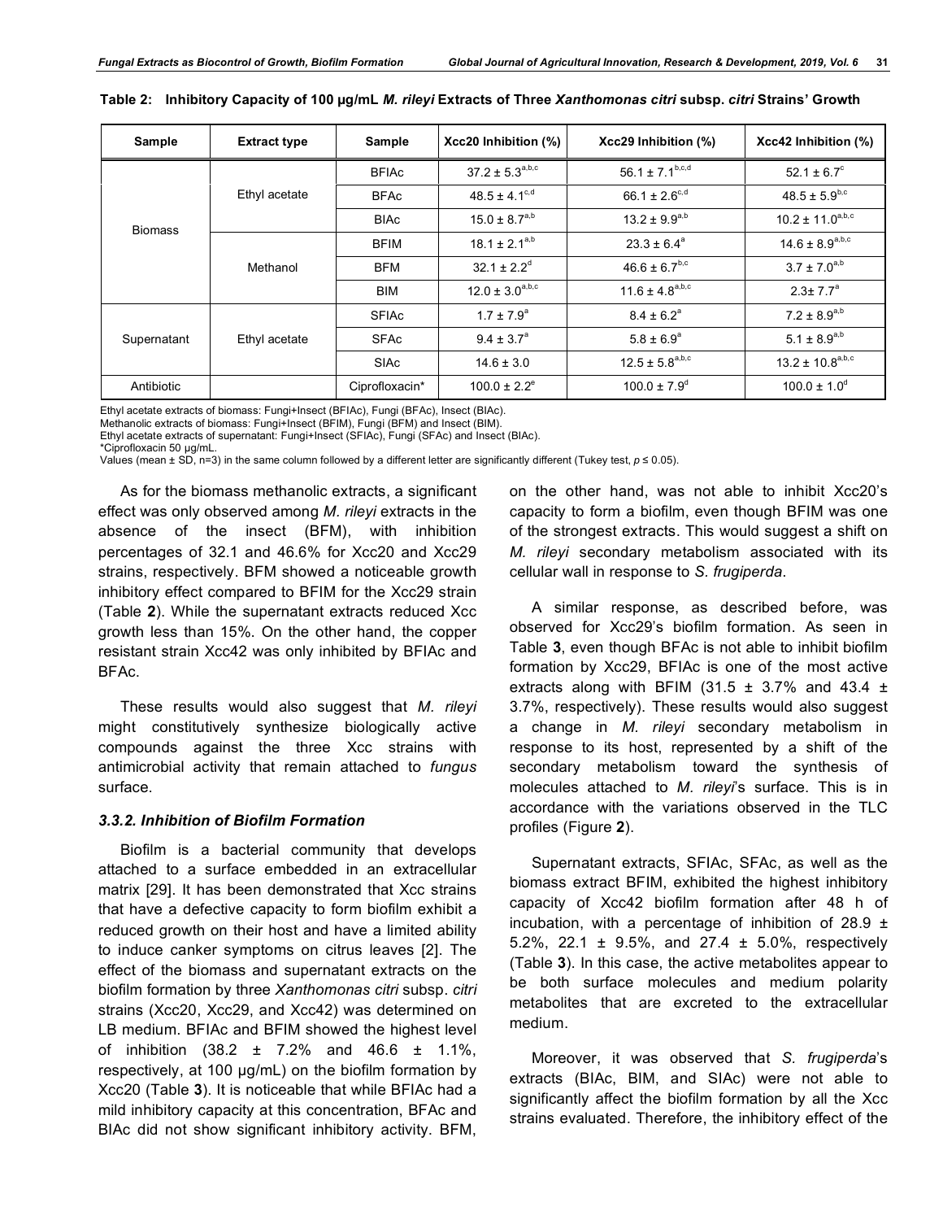**Table 2: Inhibitory Capacity of 100 µg/mL *M. rileyi* Extracts of Three *Xanthomonas citri* subsp. *citri* Strains' Growth**

| Sample | Extract type | Sample | Xcc20 Inhibition (%) | Xcc29 Inhibition (%) | Xcc42 Inhibition (%) |
|---|---|---|---|---|---|
| Biomass | Ethyl acetate | BFIAc | $37.2 \pm 5.3^{a,b,c}$ | $56.1 \pm 7.1^{b,c,d}$ | $52.1 \pm 6.7^{c}$ |
| | | BFAc | $48.5 \pm 4.1^{c,d}$ | $66.1 \pm 2.6^{c,d}$ | $48.5 \pm 5.9^{b,c}$ |
| | | BIAc | $15.0 \pm 8.7^{a,b}$ | $13.2 \pm 9.9^{a,b}$ | $10.2 \pm 11.0^{a,b,c}$ |
| | Methanol | BFIM | $18.1 \pm 2.1^{a,b}$ | $23.3 \pm 6.4^{a}$ | $14.6 \pm 8.9^{a,b,c}$ |
| | | BFM | $32.1 \pm 2.2^{d}$ | $46.6 \pm 6.7^{b,c}$ | $3.7 \pm 7.0^{a,b}$ |
| | | BIM | $12.0 \pm 3.0^{a,b,c}$ | $11.6 \pm 4.8^{a,b,c}$ | $2.3 \pm 7.7^{a}$ |
| Supernatant | Ethyl acetate | SFIAc | $1.7 \pm 7.9^{a}$ | $8.4 \pm 6.2^{a}$ | $7.2 \pm 8.9^{a,b}$ |
| | | SFAc | $9.4 \pm 3.7^{a}$ | $5.8 \pm 6.9^{a}$ | $5.1 \pm 8.9^{a,b}$ |
| | | SIAc | $14.6 \pm 3.0$ | $12.5 \pm 5.8^{a,b,c}$ | $13.2 \pm 10.8^{a,b,c}$ |
| Antibiotic | | Ciprofloxacin* | $100.0 \pm 2.2^{e}$ | $100.0 \pm 7.9^{d}$ | $100.0 \pm 1.0^{d}$ |

Ethyl acetate extracts of biomass: Fungi+Insect (BFIAc), Fungi (BFAc), Insect (BIAc).
Methanolic extracts of biomass: Fungi+Insect (BFIM), Fungi (BFM) and Insect (BIM).
Ethyl acetate extracts of supernatant: Fungi+Insect (SFIAc), Fungi (SFAc) and Insect (BIAc).
*Ciprofloxacin 50 µg/mL.
Values (mean ± SD, n=3) in the same column followed by a different letter are significantly different (Tukey test, $p \leq 0.05$).

As for the biomass methanolic extracts, a significant effect was only observed among *M. rileyi* extracts in the absence of the insect (BFM), with inhibition percentages of 32.1 and 46.6% for Xcc20 and Xcc29 strains, respectively. BFM showed a noticeable growth inhibitory effect compared to BFIM for the Xcc29 strain (Table **2**). While the supernatant extracts reduced Xcc growth less than 15%. On the other hand, the copper resistant strain Xcc42 was only inhibited by BFIAc and BFAc.

These results would also suggest that *M. rileyi* might constitutively synthesize biologically active compounds against the three Xcc strains with antimicrobial activity that remain attached to *fungus* surface.

### *3.3.2. Inhibition of Biofilm Formation*

Biofilm is a bacterial community that develops attached to a surface embedded in an extracellular matrix [29]. It has been demonstrated that Xcc strains that have a defective capacity to form biofilm exhibit a reduced growth on their host and have a limited ability to induce canker symptoms on citrus leaves [2]. The effect of the biomass and supernatant extracts on the biofilm formation by three *Xanthomonas citri* subsp. *citri* strains (Xcc20, Xcc29, and Xcc42) was determined on LB medium. BFIAc and BFIM showed the highest level of inhibition (38.2 ± 7.2% and 46.6 ± 1.1%, respectively, at 100 µg/mL) on the biofilm formation by Xcc20 (Table **3**). It is noticeable that while BFIAc had a mild inhibitory capacity at this concentration, BFAc and BIAc did not show significant inhibitory activity. BFM, on the other hand, was not able to inhibit Xcc20's capacity to form a biofilm, even though BFIM was one of the strongest extracts. This would suggest a shift on *M. rileyi* secondary metabolism associated with its cellular wall in response to *S. frugiperda*.

A similar response, as described before, was observed for Xcc29's biofilm formation. As seen in Table **3**, even though BFAc is not able to inhibit biofilm formation by Xcc29, BFIAc is one of the most active extracts along with BFIM (31.5 ± 3.7% and 43.4 ± 3.7%, respectively). These results would also suggest a change in *M. rileyi* secondary metabolism in response to its host, represented by a shift of the secondary metabolism toward the synthesis of molecules attached to *M. rileyi*'s surface. This is in accordance with the variations observed in the TLC profiles (Figure **2**).

Supernatant extracts, SFIAc, SFAc, as well as the biomass extract BFIM, exhibited the highest inhibitory capacity of Xcc42 biofilm formation after 48 h of incubation, with a percentage of inhibition of 28.9 ± 5.2%, 22.1 ± 9.5%, and 27.4 ± 5.0%, respectively (Table **3**). In this case, the active metabolites appear to be both surface molecules and medium polarity metabolites that are excreted to the extracellular medium.

Moreover, it was observed that *S. frugiperda*'s extracts (BIAc, BIM, and SIAc) were not able to significantly affect the biofilm formation by all the Xcc strains evaluated. Therefore, the inhibitory effect of the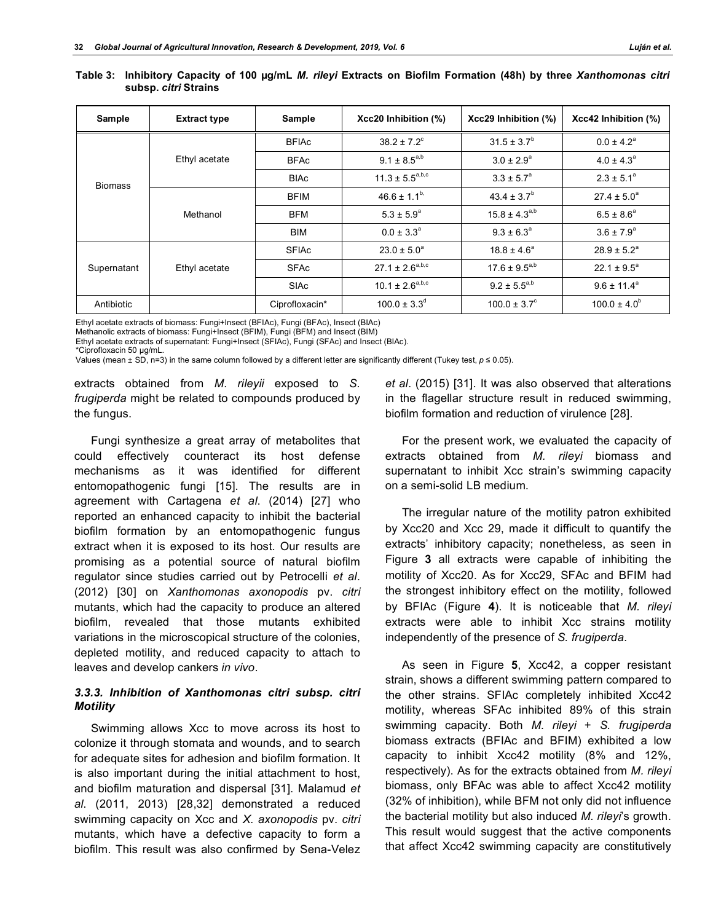**Table 3: Inhibitory Capacity of 100 µg/mL *M. rileyi* Extracts on Biofilm Formation (48h) by three *Xanthomonas citri* subsp. *citri* Strains**

| Sample | Extract type | Sample | Xcc20 Inhibition (%) | Xcc29 Inhibition (%) | Xcc42 Inhibition (%) |
|---|---|---|---|---|---|
| Biomass | Ethyl acetate | BFIAc | $38.2 \pm 7.2^{c}$ | $31.5 \pm 3.7^{b}$ | $0.0 \pm 4.2^{a}$ |
| | | BFAc | $9.1 \pm 8.5^{a,b}$ | $3.0 \pm 2.9^{a}$ | $4.0 \pm 4.3^{a}$ |
| | | BIAc | $11.3 \pm 5.5^{a,b,c}$ | $3.3 \pm 5.7^{a}$ | $2.3 \pm 5.1^{a}$ |
| | Methanol | BFIM | $46.6 \pm 1.1^{b,}$ | $43.4 \pm 3.7^{b}$ | $27.4 \pm 5.0^{a}$ |
| | | BFM | $5.3 \pm 5.9^{a}$ | $15.8 \pm 4.3^{a,b}$ | $6.5 \pm 8.6^{a}$ |
| | | BIM | $0.0 \pm 3.3^{a}$ | $9.3 \pm 6.3^{a}$ | $3.6 \pm 7.9^{a}$ |
| Supernatant | Ethyl acetate | SFIAc | $23.0 \pm 5.0^{a}$ | $18.8 \pm 4.6^{a}$ | $28.9 \pm 5.2^{a}$ |
| | | SFAc | $27.1 \pm 2.6^{a,b,c}$ | $17.6 \pm 9.5^{a,b}$ | $22.1 \pm 9.5^{a}$ |
| | | SIAc | $10.1 \pm 2.6^{a,b,c}$ | $9.2 \pm 5.5^{a,b}$ | $9.6 \pm 11.4^{a}$ |
| Antibiotic | | Ciprofloxacin* | $100.0 \pm 3.3^{d}$ | $100.0 \pm 3.7^{c}$ | $100.0 \pm 4.0^{b}$ |

Ethyl acetate extracts of biomass: Fungi+Insect (BFIAc), Fungi (BFAc), Insect (BIAc)
Methanolic extracts of biomass: Fungi+Insect (BFIM), Fungi (BFM) and Insect (BIM)
Ethyl acetate extracts of supernatant: Fungi+Insect (SFIAc), Fungi (SFAc) and Insect (BIAc).
*Ciprofloxacin 50 µg/mL.
Values (mean ± SD, n=3) in the same column followed by a different letter are significantly different (Tukey test, $p \leq 0.05$).

extracts obtained from *M. rileyii* exposed to *S. frugiperda* might be related to compounds produced by the fungus.

Fungi synthesize a great array of metabolites that could effectively counteract its host defense mechanisms as it was identified for different entomopathogenic fungi [15]. The results are in agreement with Cartagena *et al*. (2014) [27] who reported an enhanced capacity to inhibit the bacterial biofilm formation by an entomopathogenic fungus extract when it is exposed to its host. Our results are promising as a potential source of natural biofilm regulator since studies carried out by Petrocelli *et al*. (2012) [30] on *Xanthomonas axonopodis* pv. *citri* mutants, which had the capacity to produce an altered biofilm, revealed that those mutants exhibited variations in the microscopical structure of the colonies, depleted motility, and reduced capacity to attach to leaves and develop cankers *in vivo*.

### *3.3.3. Inhibition of Xanthomonas citri subsp. citri Motility*

Swimming allows Xcc to move across its host to colonize it through stomata and wounds, and to search for adequate sites for adhesion and biofilm formation. It is also important during the initial attachment to host, and biofilm maturation and dispersal [31]. Malamud *et al*. (2011, 2013) [28,32] demonstrated a reduced swimming capacity on Xcc and *X. axonopodis* pv. *citri* mutants, which have a defective capacity to form a biofilm. This result was also confirmed by Sena-Velez *et al*. (2015) [31]. It was also observed that alterations in the flagellar structure result in reduced swimming, biofilm formation and reduction of virulence [28].

For the present work, we evaluated the capacity of extracts obtained from *M. rileyi* biomass and supernatant to inhibit Xcc strain's swimming capacity on a semi-solid LB medium.

The irregular nature of the motility patron exhibited by Xcc20 and Xcc 29, made it difficult to quantify the extracts' inhibitory capacity; nonetheless, as seen in Figure **3** all extracts were capable of inhibiting the motility of Xcc20. As for Xcc29, SFAc and BFIM had the strongest inhibitory effect on the motility, followed by BFIAc (Figure **4**). It is noticeable that *M. rileyi* extracts were able to inhibit Xcc strains motility independently of the presence of *S. frugiperda*.

As seen in Figure **5**, Xcc42, a copper resistant strain, shows a different swimming pattern compared to the other strains. SFIAc completely inhibited Xcc42 motility, whereas SFAc inhibited 89% of this strain swimming capacity. Both *M. rileyi* + *S. frugiperda* biomass extracts (BFIAc and BFIM) exhibited a low capacity to inhibit Xcc42 motility (8% and 12%, respectively). As for the extracts obtained from *M. rileyi* biomass, only BFAc was able to affect Xcc42 motility (32% of inhibition), while BFM not only did not influence the bacterial motility but also induced *M. rileyi*'s growth. This result would suggest that the active components that affect Xcc42 swimming capacity are constitutively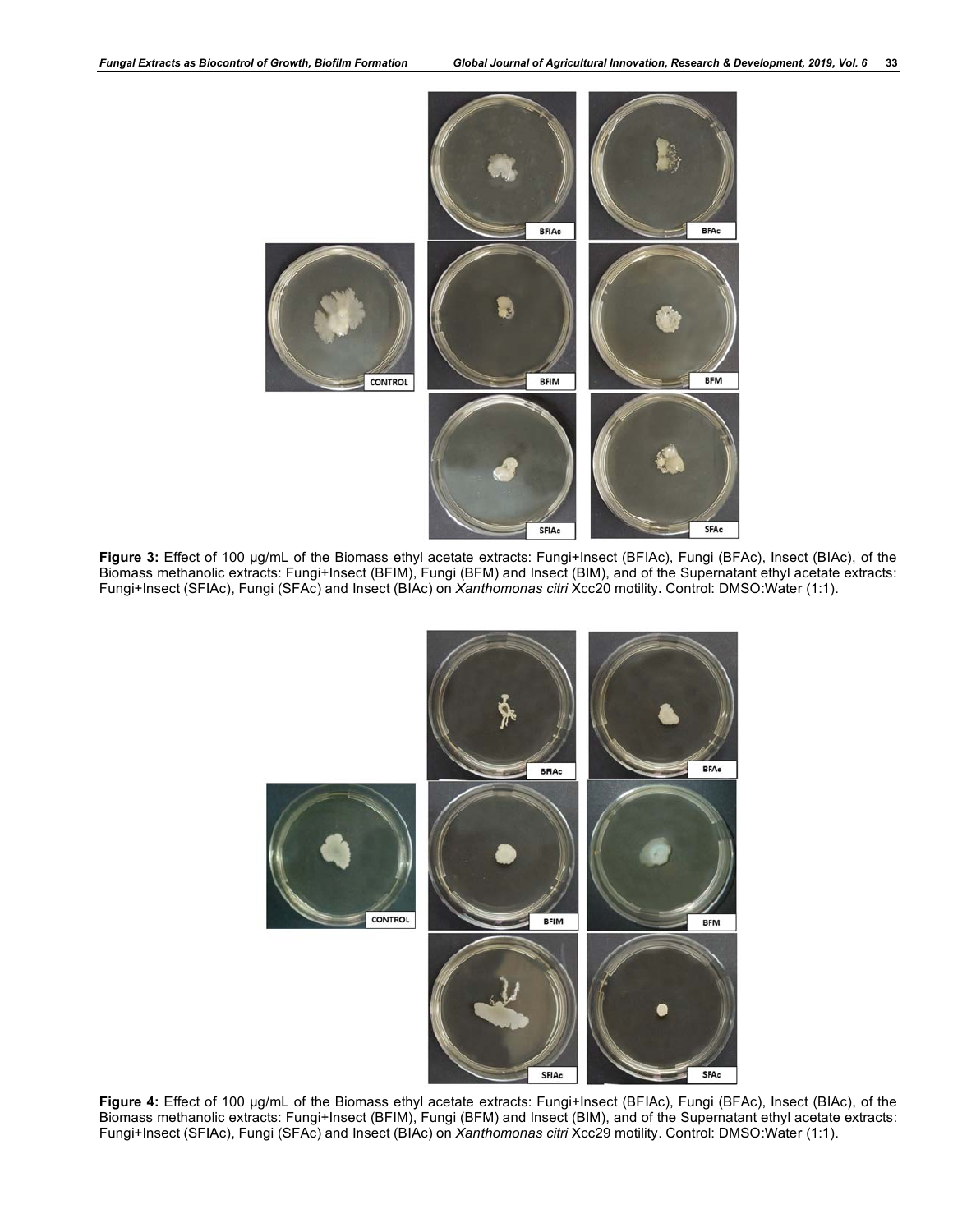**Figure 3:** Effect of 100 µg/mL of the Biomass ethyl acetate extracts: Fungi+Insect (BFIAc), Fungi (BFAc), Insect (BIAc), of the Biomass methanolic extracts: Fungi+Insect (BFIM), Fungi (BFM) and Insect (BIM), and of the Supernatant ethyl acetate extracts: Fungi+Insect (SFIAc), Fungi (SFAc) and Insect (BIAc) on *Xanthomonas citri* Xcc20 motility**.** Control: DMSO:Water (1:1).

**Figure 4:** Effect of 100 µg/mL of the Biomass ethyl acetate extracts: Fungi+Insect (BFIAc), Fungi (BFAc), Insect (BIAc), of the Biomass methanolic extracts: Fungi+Insect (BFIM), Fungi (BFM) and Insect (BIM), and of the Supernatant ethyl acetate extracts: Fungi+Insect (SFIAc), Fungi (SFAc) and Insect (BIAc) on *Xanthomonas citri* Xcc29 motility. Control: DMSO:Water (1:1).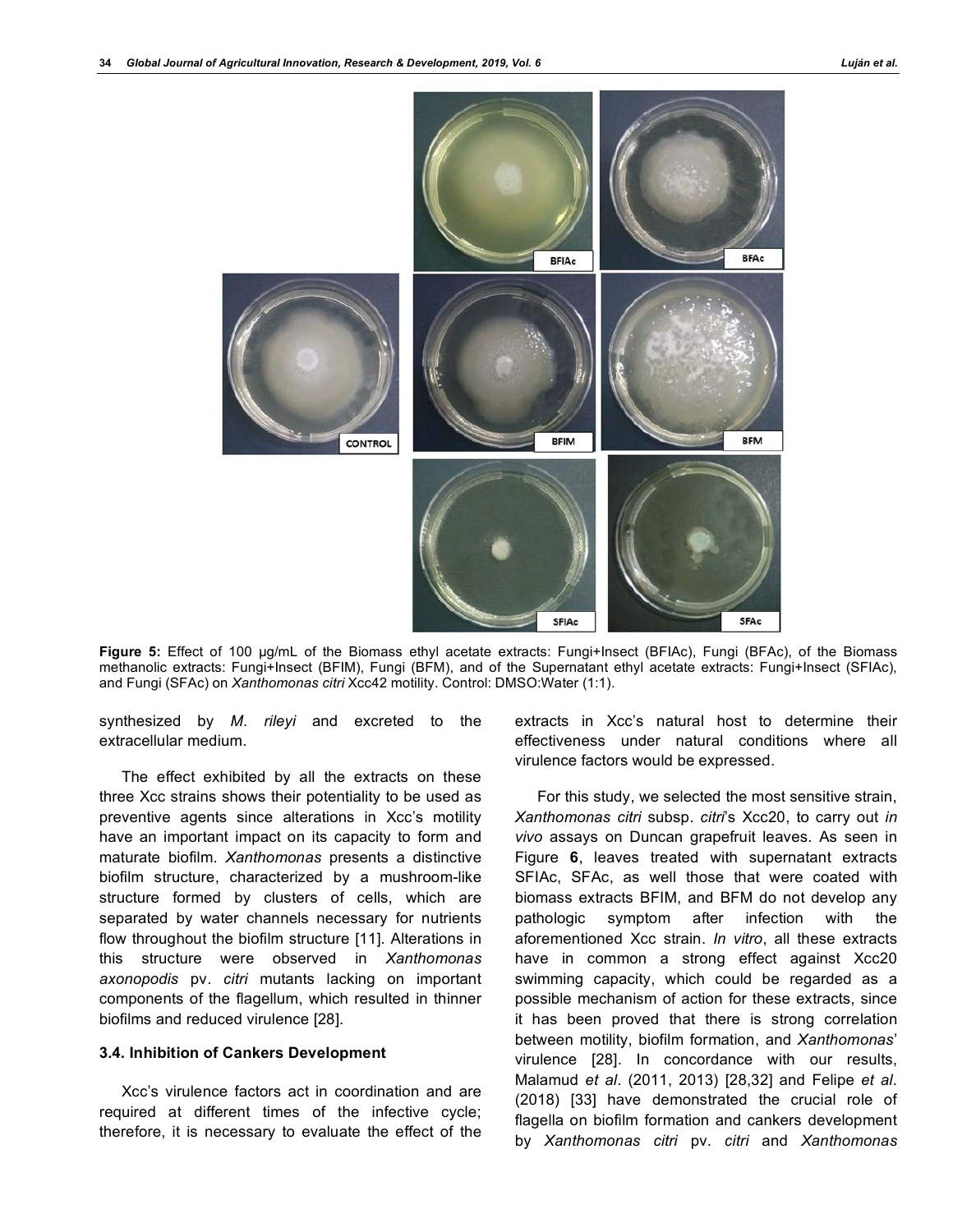**Figure 5:** Effect of 100 µg/mL of the Biomass ethyl acetate extracts: Fungi+Insect (BFIAc), Fungi (BFAc), of the Biomass methanolic extracts: Fungi+Insect (BFIM), Fungi (BFM), and of the Supernatant ethyl acetate extracts: Fungi+Insect (SFIAc), and Fungi (SFAc) on *Xanthomonas citri* Xcc42 motility. Control: DMSO:Water (1:1).

synthesized by *M. rileyi* and excreted to the extracellular medium.

The effect exhibited by all the extracts on these three Xcc strains shows their potentiality to be used as preventive agents since alterations in Xcc's motility have an important impact on its capacity to form and maturate biofilm. *Xanthomonas* presents a distinctive biofilm structure, characterized by a mushroom-like structure formed by clusters of cells, which are separated by water channels necessary for nutrients flow throughout the biofilm structure [11]. Alterations in this structure were observed in *Xanthomonas axonopodis* pv. *citri* mutants lacking on important components of the flagellum, which resulted in thinner biofilms and reduced virulence [28].

### 3.4. Inhibition of Cankers Development

Xcc's virulence factors act in coordination and are required at different times of the infective cycle; therefore, it is necessary to evaluate the effect of the extracts in Xcc's natural host to determine their effectiveness under natural conditions where all virulence factors would be expressed.

For this study, we selected the most sensitive strain, *Xanthomonas citri* subsp. *citri*'s Xcc20, to carry out *in vivo* assays on Duncan grapefruit leaves. As seen in Figure **6**, leaves treated with supernatant extracts SFIAc, SFAc, as well those that were coated with biomass extracts BFIM, and BFM do not develop any pathologic symptom after infection with the aforementioned Xcc strain. *In vitro*, all these extracts have in common a strong effect against Xcc20 swimming capacity, which could be regarded as a possible mechanism of action for these extracts, since it has been proved that there is strong correlation between motility, biofilm formation, and *Xanthomonas*' virulence [28]. In concordance with our results, Malamud *et al*. (2011, 2013) [28,32] and Felipe *et al*. (2018) [33] have demonstrated the crucial role of flagella on biofilm formation and cankers development by *Xanthomonas citri* pv. *citri* and *Xanthomonas*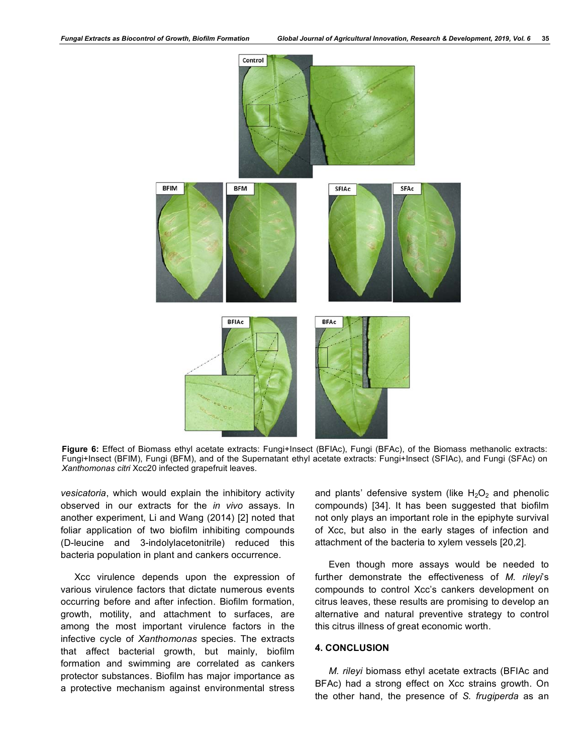Figure 6: Effect of Biomass ethyl acetate extracts: Fungi+Insect (BFIAc), Fungi (BFAc), of the Biomass methanolic extracts: Fungi+Insect (BFIM), Fungi (BFM), and of the Supernatant ethyl acetate extracts: Fungi+Insect (SFIAc), and Fungi (SFAc) on *Xanthomonas citri* Xcc20 infected grapefruit leaves.

*vesicatoria*, which would explain the inhibitory activity observed in our extracts for the *in vivo* assays. In another experiment, Li and Wang (2014) [2] noted that foliar application of two biofilm inhibiting compounds (D-leucine and 3-indolylacetonitrile) reduced this bacteria population in plant and cankers occurrence.

Xcc virulence depends upon the expression of various virulence factors that dictate numerous events occurring before and after infection. Biofilm formation, growth, motility, and attachment to surfaces, are among the most important virulence factors in the infective cycle of *Xanthomonas* species. The extracts that affect bacterial growth, but mainly, biofilm formation and swimming are correlated as cankers protector substances. Biofilm has major importance as a protective mechanism against environmental stress and plants' defensive system (like $H_2O_2$ and phenolic compounds) [34]. It has been suggested that biofilm not only plays an important role in the epiphyte survival of Xcc, but also in the early stages of infection and attachment of the bacteria to xylem vessels [20,2].

Even though more assays would be needed to further demonstrate the effectiveness of *M. rileyi*'s compounds to control Xcc's cankers development on citrus leaves, these results are promising to develop an alternative and natural preventive strategy to control this citrus illness of great economic worth.

## 4. CONCLUSION

*M. rileyi* biomass ethyl acetate extracts (BFIAc and BFAc) had a strong effect on Xcc strains growth. On the other hand, the presence of *S. frugiperda* as an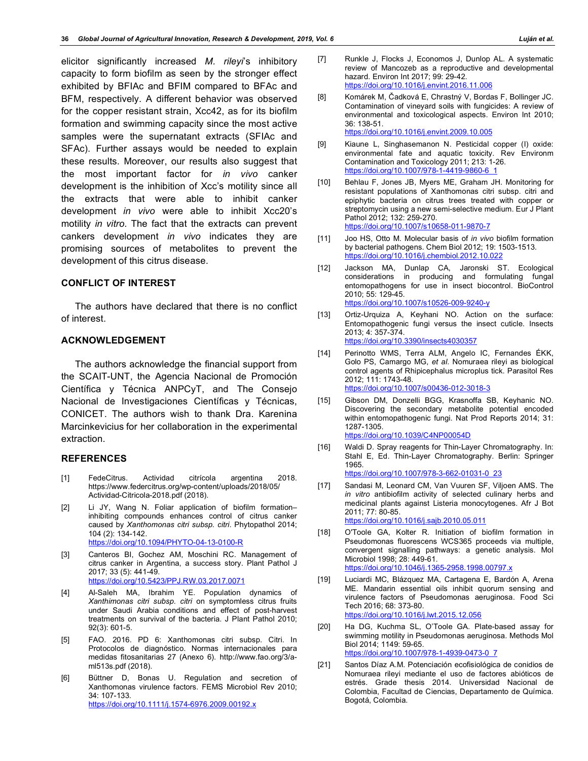elicitor significantly increased *M. rileyi*'s inhibitory capacity to form biofilm as seen by the stronger effect exhibited by BFIAc and BFIM compared to BFAc and BFM, respectively. A different behavior was observed for the copper resistant strain, Xcc42, as for its biofilm formation and swimming capacity since the most active samples were the supernatant extracts (SFIAc and SFAc). Further assays would be needed to explain these results. Moreover, our results also suggest that the most important factor for *in vivo* canker development is the inhibition of Xcc's motility since all the extracts that were able to inhibit canker development *in vivo* were able to inhibit Xcc20's motility *in vitro*. The fact that the extracts can prevent cankers development *in vivo* indicates they are promising sources of metabolites to prevent the development of this citrus disease.

## CONFLICT OF INTEREST

The authors have declared that there is no conflict of interest.

## ACKNOWLEDGEMENT

The authors acknowledge the financial support from the SCAIT-UNT, the Agencia Nacional de Promoción Científica y Técnica ANPCyT, and The Consejo Nacional de Investigaciones Científicas y Técnicas, CONICET. The authors wish to thank Dra. Karenina Marcinkevicius for her collaboration in the experimental extraction.

## REFERENCES

[1] FedeCitrus. Actividad citrícola argentina 2018. https://www.federcitrus.org/wp-content/uploads/2018/05/ Actividad-Citricola-2018.pdf (2018).

[2] Li JY, Wang N. Foliar application of biofilm formation–inhibiting compounds enhances control of citrus canker caused by *Xanthomonas citri subsp. citri*. Phytopathol 2014; 104 (2): 134-142. https://doi.org/10.1094/PHYTO-04-13-0100-R

[3] Canteros BI, Gochez AM, Moschini RC. Management of citrus canker in Argentina, a success story. Plant Pathol J 2017; 33 (5): 441-49. https://doi.org/10.5423/PPJ.RW.03.2017.0071

[4] Al-Saleh MA, Ibrahim YE. Population dynamics of *Xanthimonas citri subsp. citri* on symptomless citrus fruits under Saudi Arabia conditions and effect of post-harvest treatments on survival of the bacteria. J Plant Pathol 2010; 92(3): 601-5.

[5] FAO. 2016. PD 6: Xanthomonas citri subsp. Citri. In Protocolos de diagnóstico. Normas internacionales para medidas fitosanitarias 27 (Anexo 6). http://www.fao.org/3/a-ml513s.pdf (2018).

[6] Büttner D, Bonas U. Regulation and secretion of Xanthomonas virulence factors. FEMS Microbiol Rev 2010; 34: 107-133. https://doi.org/10.1111/j.1574-6976.2009.00192.x

[7] Runkle J, Flocks J, Economos J, Dunlop AL. A systematic review of Mancozeb as a reproductive and developmental hazard. Environ Int 2017; 99: 29-42. https://doi.org/10.1016/j.envint.2016.11.006

[8] Komárek M, Čadková E, Chrastný V, Bordas F, Bollinger JC. Contamination of vineyard soils with fungicides: A review of environmental and toxicological aspects. Environ Int 2010; 36: 138-51. https://doi.org/10.1016/j.envint.2009.10.005

[9] Kiaune L, Singhasemanon N. Pesticidal copper (I) oxide: environmental fate and aquatic toxicity. Rev Environm Contamination and Toxicology 2011; 213: 1-26. https://doi.org/10.1007/978-1-4419-9860-6_1

[10] Behlau F, Jones JB, Myers ME, Graham JH. Monitoring for resistant populations of Xanthomonas citri subsp. citri and epiphytic bacteria on citrus trees treated with copper or streptomycin using a new semi-selective medium. Eur J Plant Pathol 2012; 132: 259-270. https://doi.org/10.1007/s10658-011-9870-7

[11] Joo HS, Otto M. Molecular basis of *in vivo* biofilm formation by bacterial pathogens. Chem Biol 2012; 19: 1503-1513. https://doi.org/10.1016/j.chembiol.2012.10.022

[12] Jackson MA, Dunlap CA, Jaronski ST. Ecological considerations in producing and formulating fungal entomopathogens for use in insect biocontrol. BioControl 2010; 55: 129-45. https://doi.org/10.1007/s10526-009-9240-y

[13] Ortiz-Urquiza A, Keyhani NO. Action on the surface: Entomopathogenic fungi versus the insect cuticle. Insects 2013; 4: 357-374. https://doi.org/10.3390/insects4030357

[14] Perinotto WMS, Terra ALM, Angelo IC, Fernandes ÉKK, Golo PS, Camargo MG, *et al.* Nomuraea rileyi as biological control agents of Rhipicephalus microplus tick. Parasitol Res 2012; 111: 1743-48. https://doi.org/10.1007/s00436-012-3018-3

[15] Gibson DM, Donzelli BGG, Krasnoffa SB, Keyhanic NO. Discovering the secondary metabolite potential encoded within entomopathogenic fungi. Nat Prod Reports 2014; 31: 1287-1305. https://doi.org/10.1039/C4NP00054D

[16] Waldi D. Spray reagents for Thin-Layer Chromatography. In: Stahl E, Ed. Thin-Layer Chromatography. Berlin: Springer 1965. https://doi.org/10.1007/978-3-662-01031-0_23

[17] Sandasi M, Leonard CM, Van Vuuren SF, Viljoen AMS. The *in vitro* antibiofilm activity of selected culinary herbs and medicinal plants against Listeria monocytogenes. Afr J Bot 2011; 77: 80-85. https://doi.org/10.1016/j.sajb.2010.05.011

[18] O'Toole GA, Kolter R. Initiation of biofilm formation in Pseudomonas fluorescens WCS365 proceeds via multiple, convergent signalling pathways: a genetic analysis. Mol Microbiol 1998; 28: 449-61. https://doi.org/10.1046/j.1365-2958.1998.00797.x

[19] Luciardi MC, Blázquez MA, Cartagena E, Bardón A, Arena ME. Mandarin essential oils inhibit quorum sensing and virulence factors of Pseudomonas aeruginosa. Food Sci Tech 2016; 68: 373-80. https://doi.org/10.1016/j.lwt.2015.12.056

[20] Ha DG, Kuchma SL, O'Toole GA. Plate-based assay for swimming motility in Pseudomonas aeruginosa. Methods Mol Biol 2014; 1149: 59-65. https://doi.org/10.1007/978-1-4939-0473-0_7

[21] Santos Díaz A.M. Potenciación ecofisiológica de conidios de Nomuraea rileyi mediante el uso de factores abióticos de estrés. Grade thesis 2014. Universidad Nacional de Colombia, Facultad de Ciencias, Departamento de Química. Bogotá, Colombia.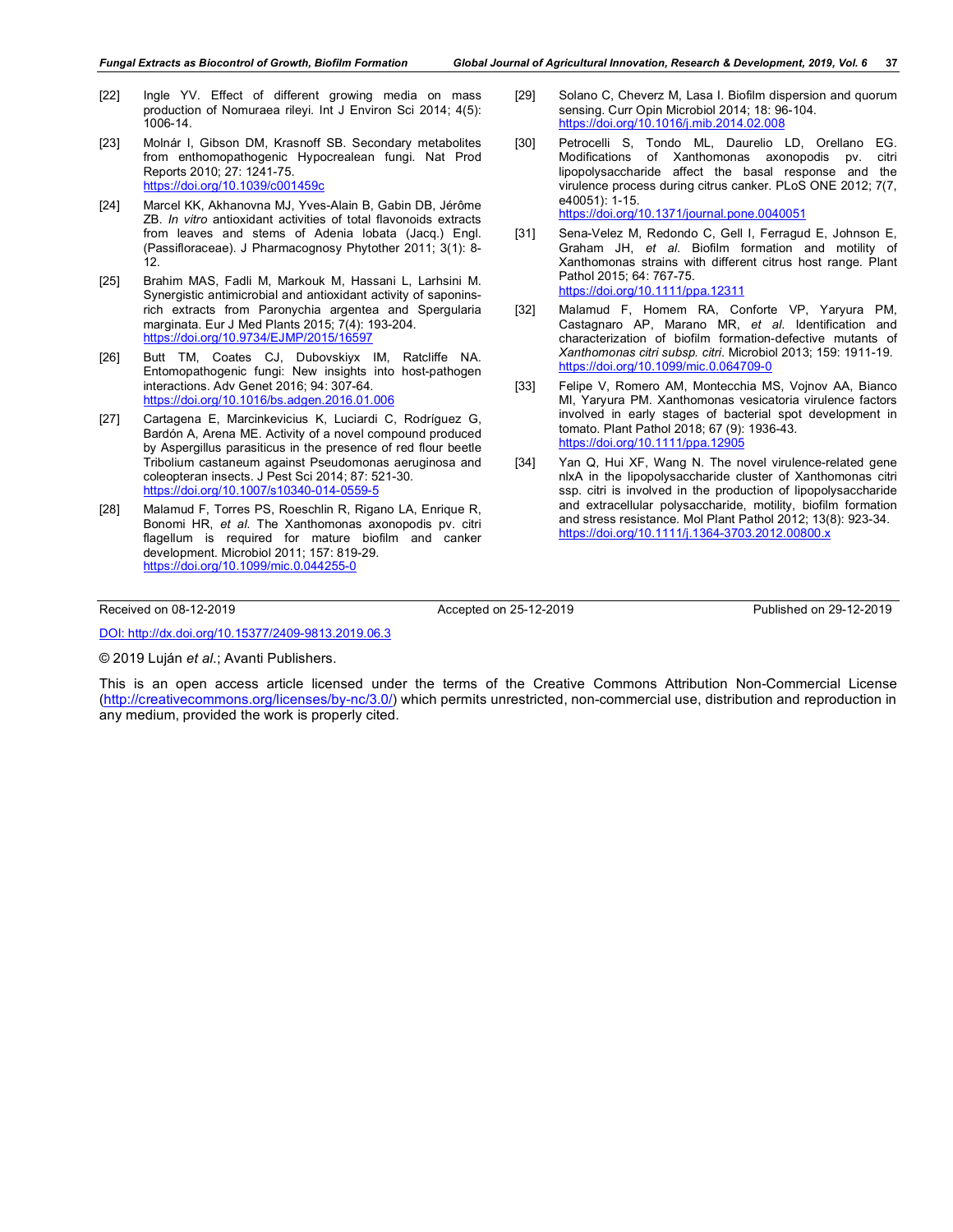[22] Ingle YV. Effect of different growing media on mass production of Nomuraea rileyi. Int J Environ Sci 2014; 4(5): 1006-14.

[23] Molnár I, Gibson DM, Krasnoff SB. Secondary metabolites from enthomopathogenic Hypocrealean fungi. Nat Prod Reports 2010; 27: 1241-75. https://doi.org/10.1039/c001459c

[24] Marcel KK, Akhanovna MJ, Yves-Alain B, Gabin DB, Jérôme ZB. *In vitro* antioxidant activities of total flavonoids extracts from leaves and stems of Adenia lobata (Jacq.) Engl. (Passifloraceae). J Pharmacognosy Phytother 2011; 3(1): 8-12.

[25] Brahim MAS, Fadli M, Markouk M, Hassani L, Larhsini M. Synergistic antimicrobial and antioxidant activity of saponins-rich extracts from Paronychia argentea and Spergularia marginata. Eur J Med Plants 2015; 7(4): 193-204. https://doi.org/10.9734/EJMP/2015/16597

[26] Butt TM, Coates CJ, Dubovskiyx IM, Ratcliffe NA. Entomopathogenic fungi: New insights into host-pathogen interactions. Adv Genet 2016; 94: 307-64. https://doi.org/10.1016/bs.adgen.2016.01.006

[27] Cartagena E, Marcinkevicius K, Luciardi C, Rodríguez G, Bardón A, Arena ME. Activity of a novel compound produced by Aspergillus parasiticus in the presence of red flour beetle Tribolium castaneum against Pseudomonas aeruginosa and coleopteran insects. J Pest Sci 2014; 87: 521-30. https://doi.org/10.1007/s10340-014-0559-5

[28] Malamud F, Torres PS, Roeschlin R, Rigano LA, Enrique R, Bonomi HR, *et al.* The Xanthomonas axonopodis pv. citri flagellum is required for mature biofilm and canker development. Microbiol 2011; 157: 819-29. https://doi.org/10.1099/mic.0.044255-0

[29] Solano C, Cheverz M, Lasa I. Biofilm dispersion and quorum sensing. Curr Opin Microbiol 2014; 18: 96-104. https://doi.org/10.1016/j.mib.2014.02.008

[30] Petrocelli S, Tondo ML, Daurelio LD, Orellano EG. Modifications of Xanthomonas axonopodis pv. citri lipopolysaccharide affect the basal response and the virulence process during citrus canker. PLoS ONE 2012; 7(7, e40051): 1-15. https://doi.org/10.1371/journal.pone.0040051

[31] Sena-Velez M, Redondo C, Gell I, Ferragud E, Johnson E, Graham JH, *et al.* Biofilm formation and motility of Xanthomonas strains with different citrus host range. Plant Pathol 2015; 64: 767-75. https://doi.org/10.1111/ppa.12311

[32] Malamud F, Homem RA, Conforte VP, Yaryura PM, Castagnaro AP, Marano MR, *et al.* Identification and characterization of biofilm formation-defective mutants of *Xanthomonas citri subsp. citri*. Microbiol 2013; 159: 1911-19. https://doi.org/10.1099/mic.0.064709-0

[33] Felipe V, Romero AM, Montecchia MS, Vojnov AA, Bianco MI, Yaryura PM. Xanthomonas vesicatoria virulence factors involved in early stages of bacterial spot development in tomato. Plant Pathol 2018; 67 (9): 1936-43. https://doi.org/10.1111/ppa.12905

[34] Yan Q, Hui XF, Wang N. The novel virulence-related gene nlxA in the lipopolysaccharide cluster of Xanthomonas citri ssp. citri is involved in the production of lipopolysaccharide and extracellular polysaccharide, motility, biofilm formation and stress resistance. Mol Plant Pathol 2012; 13(8): 923-34. https://doi.org/10.1111/j.1364-3703.2012.00800.x

---

Received on 08-12-2019 Accepted on 25-12-2019 Published on 29-12-2019

DOI: http://dx.doi.org/10.15377/2409-9813.2019.06.3

© 2019 Luján *et al*.; Avanti Publishers.

This is an open access article licensed under the terms of the Creative Commons Attribution Non-Commercial License (http://creativecommons.org/licenses/by-nc/3.0/) which permits unrestricted, non-commercial use, distribution and reproduction in any medium, provided the work is properly cited.